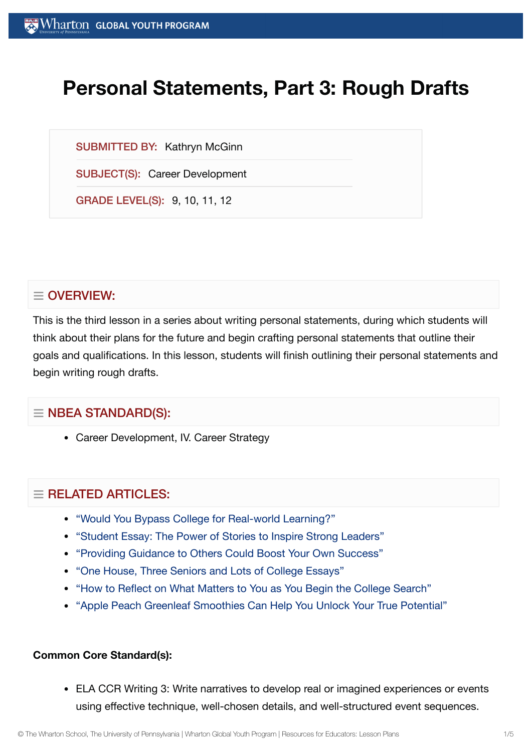# Personal Statements, Part 3: Rough Drafts

**SUBMITTED BY:** Kathryn McGinn

**SUBJECT(S):** Career Development

**GRADE LEVEL(S):** 9, 10, 11, 12

## OVERVIEW:

This is the third lesson in a series about writing personal statements, during which students will think about their plans for the future and begin crafting personal statements that outline their goals and qualifications. In this lesson, students will finish outlining their personal statements and begin writing rough drafts.

## NBEA STANDARD(S):

- Career Development, IV. Career Strategy

## RELATED ARTICLES:

- "Would You Bypass College for Real-world Learning?"
- "Student Essay: The Power of Stories to Inspire Strong Leaders"
- "Providing Guidance to Others Could Boost Your Own Success"
- "One House, Three Seniors and Lots of College Essays"
- "How to Reflect on What Matters to You as You Begin the College Search"
- "Apple Peach Greenleaf Smoothies Can Help You Unlock Your True Potential"

**Common Core Standard(s):**

- ELA CCR Writing 3: Write narratives to develop real or imagined experiences or events using effective technique, well-chosen details, and well-structured event sequences.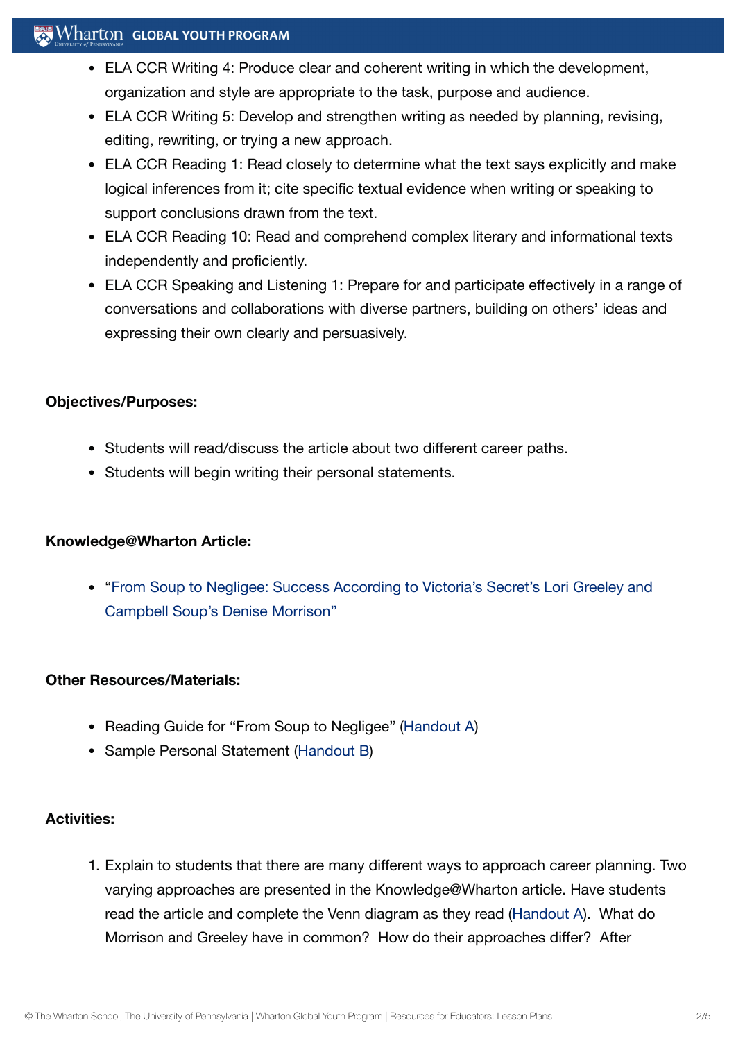- ELA CCR Writing 4: Produce clear and coherent writing in which the development, organization and style are appropriate to the task, purpose and audience.
- ELA CCR Writing 5: Develop and strengthen writing as needed by planning, revising, editing, rewriting, or trying a new approach.
- ELA CCR Reading 1: Read closely to determine what the text says explicitly and make logical inferences from it; cite specific textual evidence when writing or speaking to support conclusions drawn from the text.
- ELA CCR Reading 10: Read and comprehend complex literary and informational texts independently and proficiently.
- ELA CCR Speaking and Listening 1: Prepare for and participate effectively in a range of conversations and collaborations with diverse partners, building on others' ideas and expressing their own clearly and persuasively.

**Objectives/Purposes:**

- Students will read/discuss the article about two different career paths.
- Students will begin writing their personal statements.

**Knowledge@Wharton Article:**

- "From Soup to Negligee: Success According to Victoria's Secret's Lori Greeley and Campbell Soup's Denise Morrison"

**Other Resources/Materials:**

- Reading Guide for "From Soup to Negligee" (Handout A)
- Sample Personal Statement (Handout B)

**Activities:**

1. Explain to students that there are many different ways to approach career planning. Two varying approaches are presented in the Knowledge@Wharton article. Have students read the article and complete the Venn diagram as they read (Handout A). What do Morrison and Greeley have in common? How do their approaches differ? After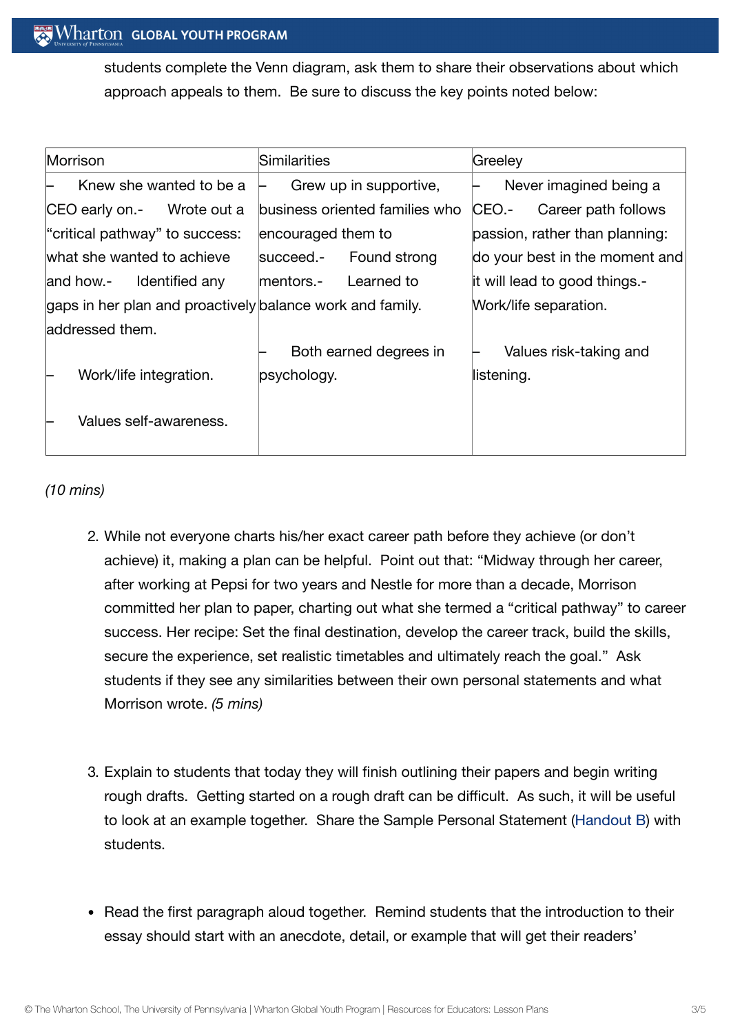students complete the Venn diagram, ask them to share their observations about which approach appeals to them. Be sure to discuss the key points noted below:

| Morrison | Similarities | Greeley |
|---|---|---|
| – Knew she wanted to be a CEO early on.- Wrote out a "critical pathway" to success: what she wanted to achieve and how.- Identified any gaps in her plan and proactively addressed them.<br><br>– Work/life integration.<br><br>– Values self-awareness. | – Grew up in supportive, business oriented families who encouraged them to succeed.- Found strong mentors.- Learned to balance work and family.<br><br>– Both earned degrees in psychology. | – Never imagined being a CEO.- Career path follows passion, rather than planning: do your best in the moment and it will lead to good things.- Work/life separation.<br><br>– Values risk-taking and listening. |

*(10 mins)*

2. While not everyone charts his/her exact career path before they achieve (or don't achieve) it, making a plan can be helpful. Point out that: "Midway through her career, after working at Pepsi for two years and Nestle for more than a decade, Morrison committed her plan to paper, charting out what she termed a "critical pathway" to career success. Her recipe: Set the final destination, develop the career track, build the skills, secure the experience, set realistic timetables and ultimately reach the goal." Ask students if they see any similarities between their own personal statements and what Morrison wrote. *(5 mins)*

3. Explain to students that today they will finish outlining their papers and begin writing rough drafts. Getting started on a rough draft can be difficult. As such, it will be useful to look at an example together. Share the Sample Personal Statement (Handout B) with students.

- Read the first paragraph aloud together. Remind students that the introduction to their essay should start with an anecdote, detail, or example that will get their readers'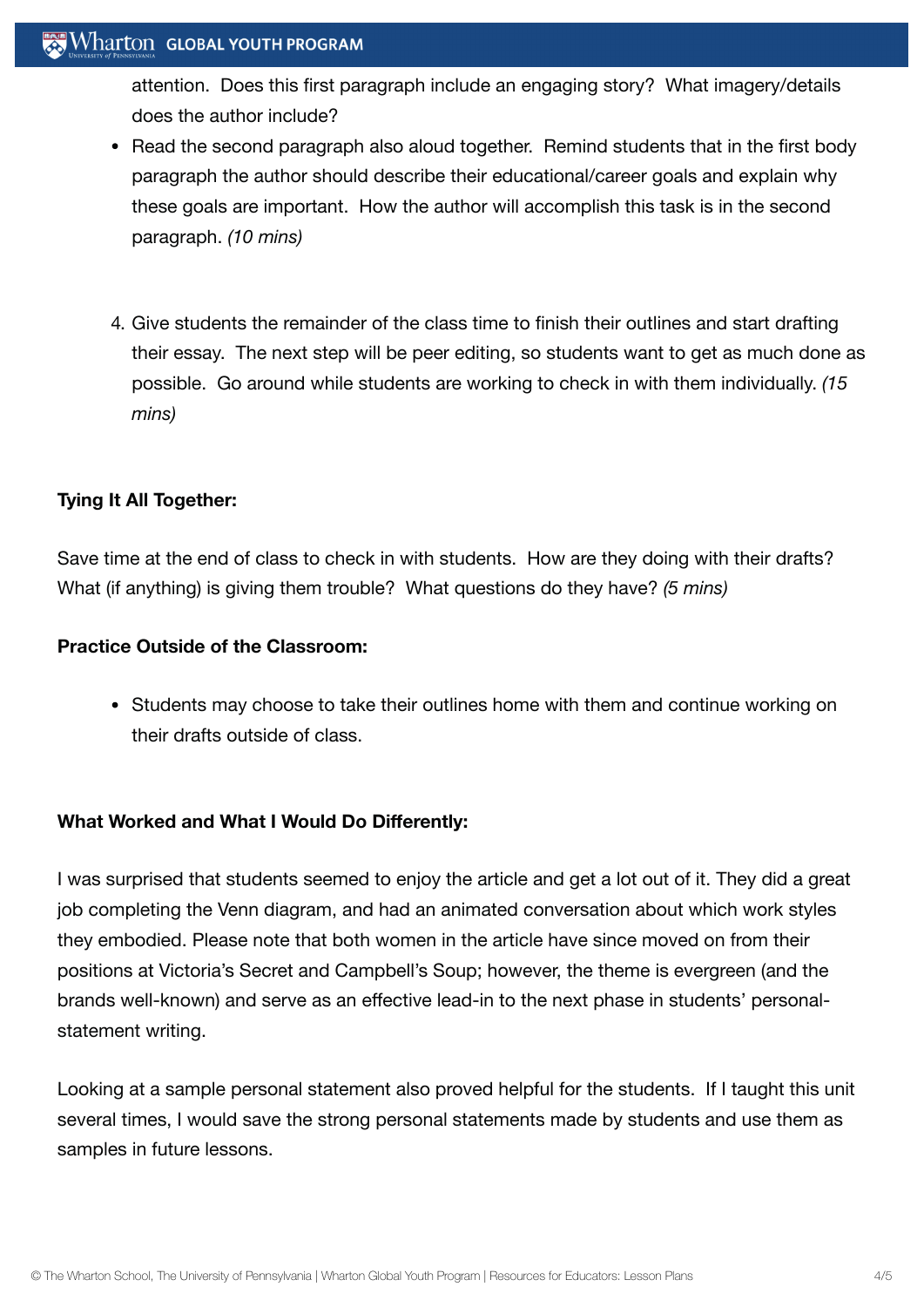attention. Does this first paragraph include an engaging story? What imagery/details does the author include?

- Read the second paragraph also aloud together. Remind students that in the first body paragraph the author should describe their educational/career goals and explain why these goals are important. How the author will accomplish this task is in the second paragraph. *(10 mins)*

4. Give students the remainder of the class time to finish their outlines and start drafting their essay. The next step will be peer editing, so students want to get as much done as possible. Go around while students are working to check in with them individually. *(15 mins)*

**Tying It All Together:**

Save time at the end of class to check in with students. How are they doing with their drafts? What (if anything) is giving them trouble? What questions do they have? *(5 mins)*

**Practice Outside of the Classroom:**

- Students may choose to take their outlines home with them and continue working on their drafts outside of class.

**What Worked and What I Would Do Differently:**

I was surprised that students seemed to enjoy the article and get a lot out of it. They did a great job completing the Venn diagram, and had an animated conversation about which work styles they embodied. Please note that both women in the article have since moved on from their positions at Victoria's Secret and Campbell's Soup; however, the theme is evergreen (and the brands well-known) and serve as an effective lead-in to the next phase in students' personal-statement writing.

Looking at a sample personal statement also proved helpful for the students. If I taught this unit several times, I would save the strong personal statements made by students and use them as samples in future lessons.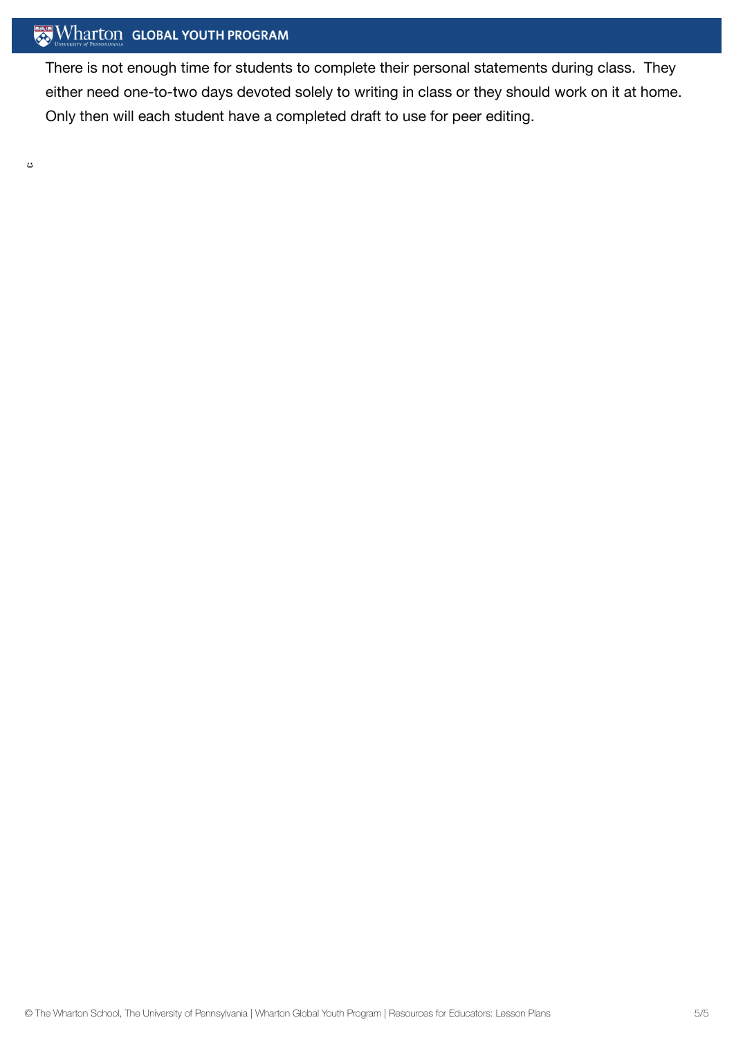There is not enough time for students to complete their personal statements during class. They either need one-to-two days devoted solely to writing in class or they should work on it at home. Only then will each student have a completed draft to use for peer editing.